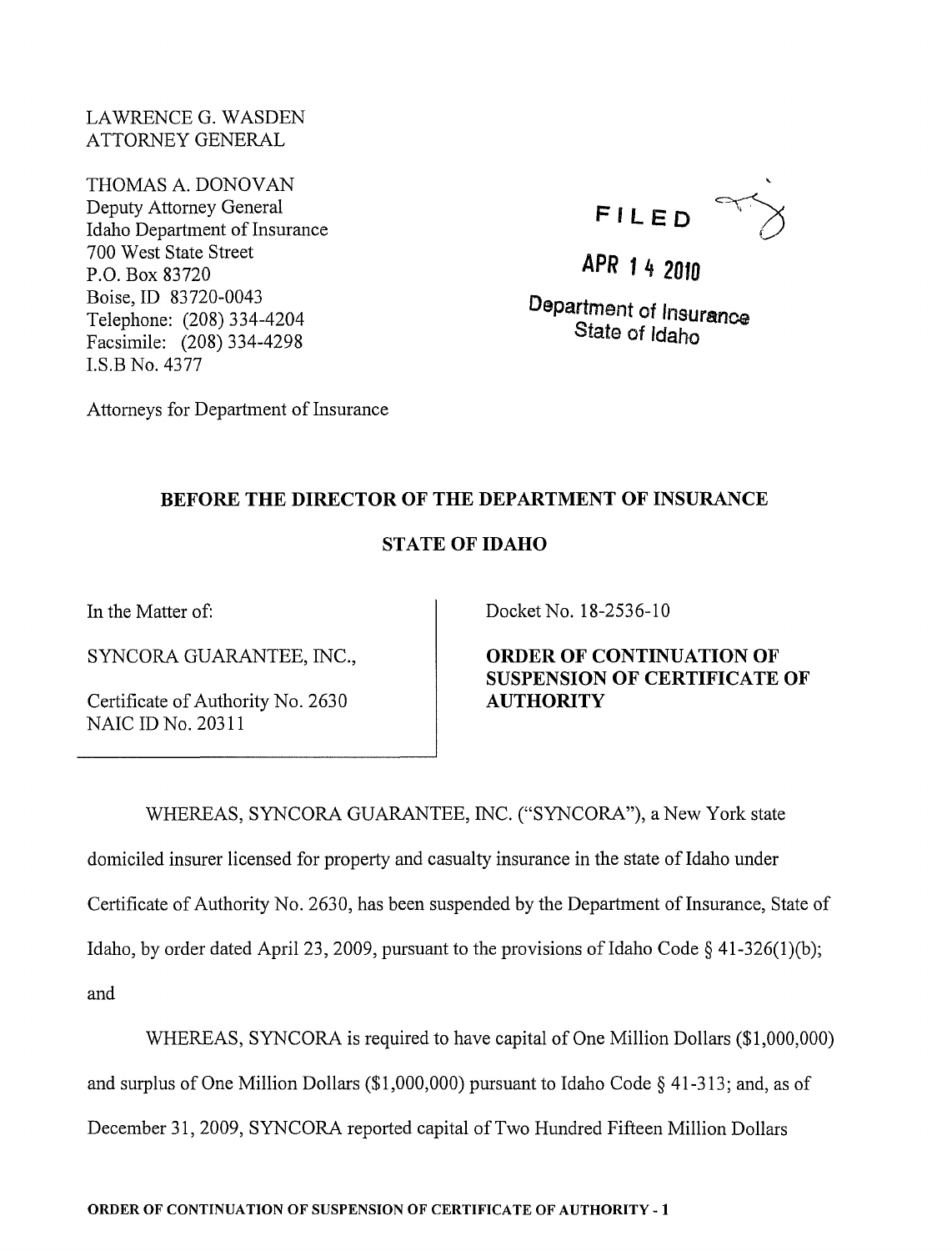LAWRENCE G. WASDEN
ATTORNEY GENERAL

THOMAS A. DONOVAN
Deputy Attorney General
Idaho Department of Insurance
700 West State Street
P.O. Box 83720
Boise, ID 83720-0043
Telephone: (208) 334-4204
Facsimile: (208) 334-4298
I.S.B No. 4377

Attorneys for Department of Insurance

FILED

APR 14 2010

Department of Insurance
State of Idaho

**BEFORE THE DIRECTOR OF THE DEPARTMENT OF INSURANCE**

**STATE OF IDAHO**

| | |
|---|---|
| In the Matter of:<br><br>SYNCORA GUARANTEE, INC.,<br><br>Certificate of Authority No. 2630<br>NAIC ID No. 20311 | Docket No. 18-2536-10<br><br>**ORDER OF CONTINUATION OF SUSPENSION OF CERTIFICATE OF AUTHORITY** |

WHEREAS, SYNCORA GUARANTEE, INC. ("SYNCORA"), a New York state domiciled insurer licensed for property and casualty insurance in the state of Idaho under Certificate of Authority No. 2630, has been suspended by the Department of Insurance, State of Idaho, by order dated April 23, 2009, pursuant to the provisions of Idaho Code § 41-326(1)(b); and

WHEREAS, SYNCORA is required to have capital of One Million Dollars ($1,000,000) and surplus of One Million Dollars ($1,000,000) pursuant to Idaho Code § 41-313; and, as of December 31, 2009, SYNCORA reported capital of Two Hundred Fifteen Million Dollars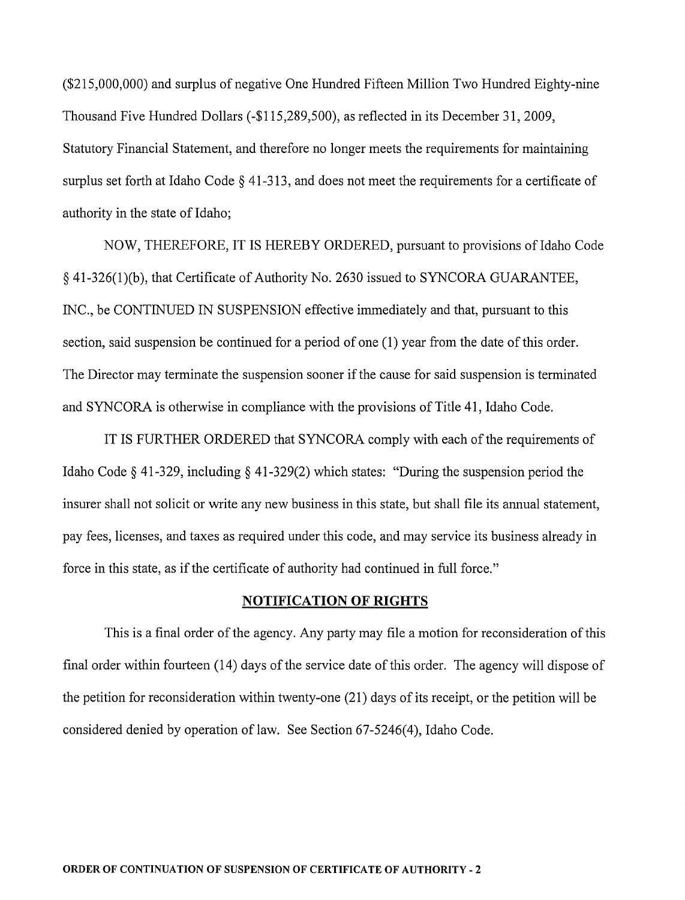($215,000,000) and surplus of negative One Hundred Fifteen Million Two Hundred Eighty-nine Thousand Five Hundred Dollars (-$115,289,500), as reflected in its December 31, 2009, Statutory Financial Statement, and therefore no longer meets the requirements for maintaining surplus set forth at Idaho Code § 41-313, and does not meet the requirements for a certificate of authority in the state of Idaho;

NOW, THEREFORE, IT IS HEREBY ORDERED, pursuant to provisions of Idaho Code § 41-326(1)(b), that Certificate of Authority No. 2630 issued to SYNCORA GUARANTEE, INC., be CONTINUED IN SUSPENSION effective immediately and that, pursuant to this section, said suspension be continued for a period of one (1) year from the date of this order. The Director may terminate the suspension sooner if the cause for said suspension is terminated and SYNCORA is otherwise in compliance with the provisions of Title 41, Idaho Code.

IT IS FURTHER ORDERED that SYNCORA comply with each of the requirements of Idaho Code § 41-329, including § 41-329(2) which states: "During the suspension period the insurer shall not solicit or write any new business in this state, but shall file its annual statement, pay fees, licenses, and taxes as required under this code, and may service its business already in force in this state, as if the certificate of authority had continued in full force."

## NOTIFICATION OF RIGHTS

This is a final order of the agency. Any party may file a motion for reconsideration of this final order within fourteen (14) days of the service date of this order. The agency will dispose of the petition for reconsideration within twenty-one (21) days of its receipt, or the petition will be considered denied by operation of law. See Section 67-5246(4), Idaho Code.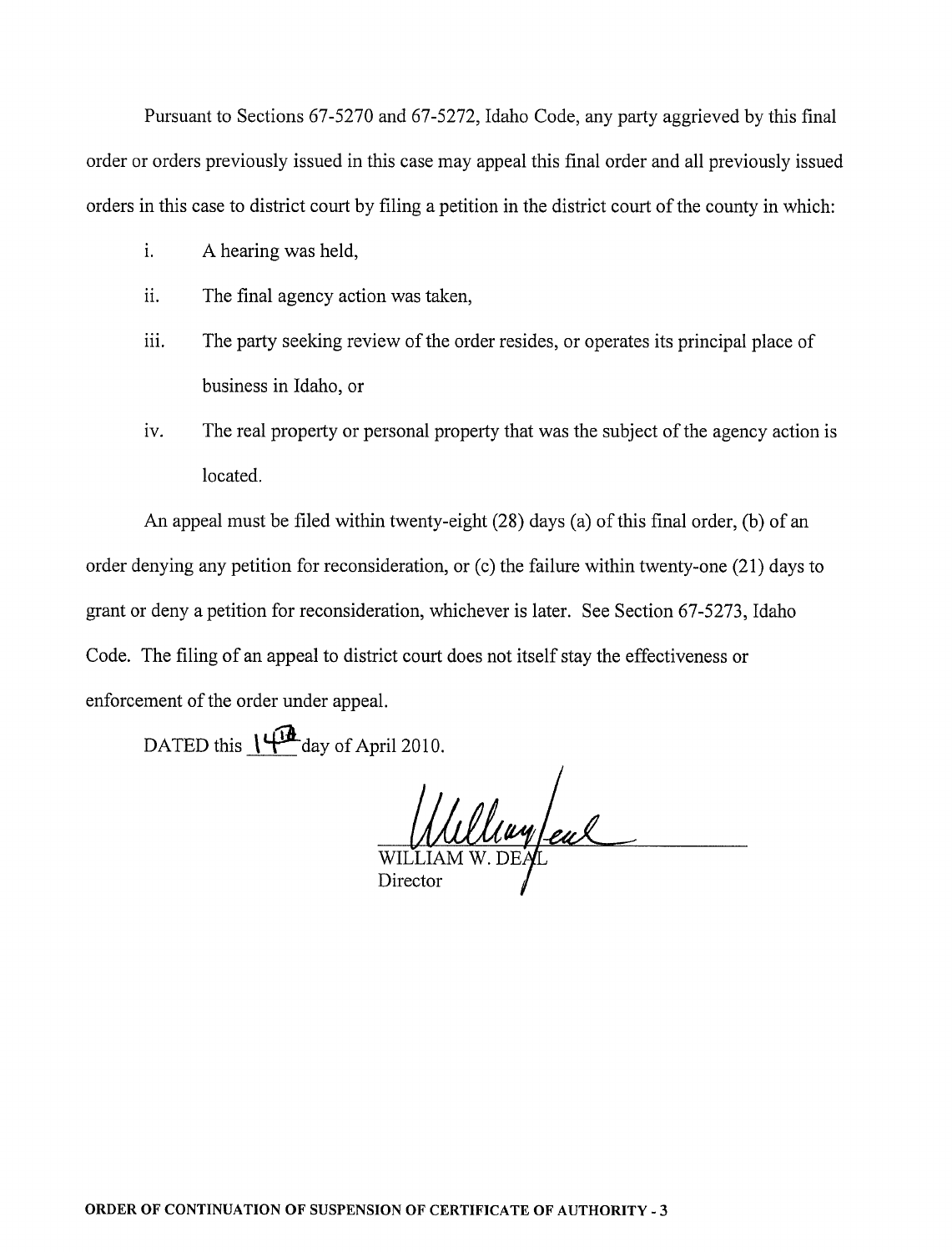Pursuant to Sections 67-5270 and 67-5272, Idaho Code, any party aggrieved by this final order or orders previously issued in this case may appeal this final order and all previously issued orders in this case to district court by filing a petition in the district court of the county in which:

i. A hearing was held,

ii. The final agency action was taken,

iii. The party seeking review of the order resides, or operates its principal place of business in Idaho, or

iv. The real property or personal property that was the subject of the agency action is located.

An appeal must be filed within twenty-eight (28) days (a) of this final order, (b) of an order denying any petition for reconsideration, or (c) the failure within twenty-one (21) days to grant or deny a petition for reconsideration, whichever is later. See Section 67-5273, Idaho Code. The filing of an appeal to district court does not itself stay the effectiveness or enforcement of the order under appeal.

DATED this 14th day of April 2010.

WILLIAM W. DEAL
Director

ORDER OF CONTINUATION OF SUSPENSION OF CERTIFICATE OF AUTHORITY - 3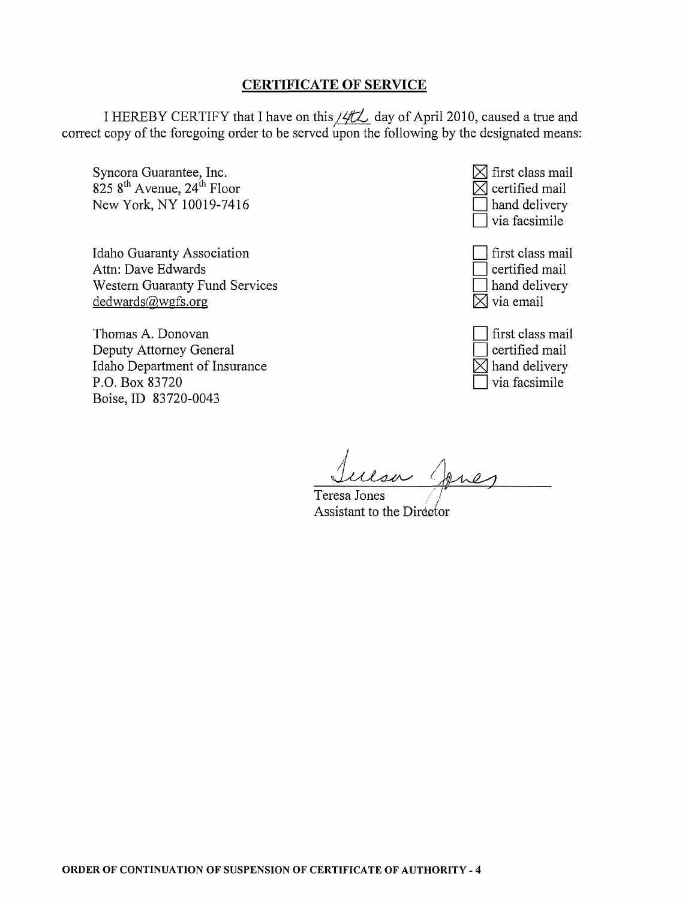## CERTIFICATE OF SERVICE

I HEREBY CERTIFY that I have on this 14th day of April 2010, caused a true and correct copy of the foregoing order to be served upon the following by the designated means:

| | |
|---|---|
| Syncora Guarantee, Inc.<br>825 8th Avenue, 24th Floor<br>New York, NY 10019-7416 | ☒ first class mail<br>☒ certified mail<br>☐ hand delivery<br>☐ via facsimile |
| Idaho Guaranty Association<br>Attn: Dave Edwards<br>Western Guaranty Fund Services<br>dedwards@wgfs.org | ☐ first class mail<br>☐ certified mail<br>☐ hand delivery<br>☒ via email |
| Thomas A. Donovan<br>Deputy Attorney General<br>Idaho Department of Insurance<br>P.O. Box 83720<br>Boise, ID 83720-0043 | ☐ first class mail<br>☐ certified mail<br>☒ hand delivery<br>☐ via facsimile |

Teresa Jones

Teresa Jones
Assistant to the Director

**ORDER OF CONTINUATION OF SUSPENSION OF CERTIFICATE OF AUTHORITY - 4**